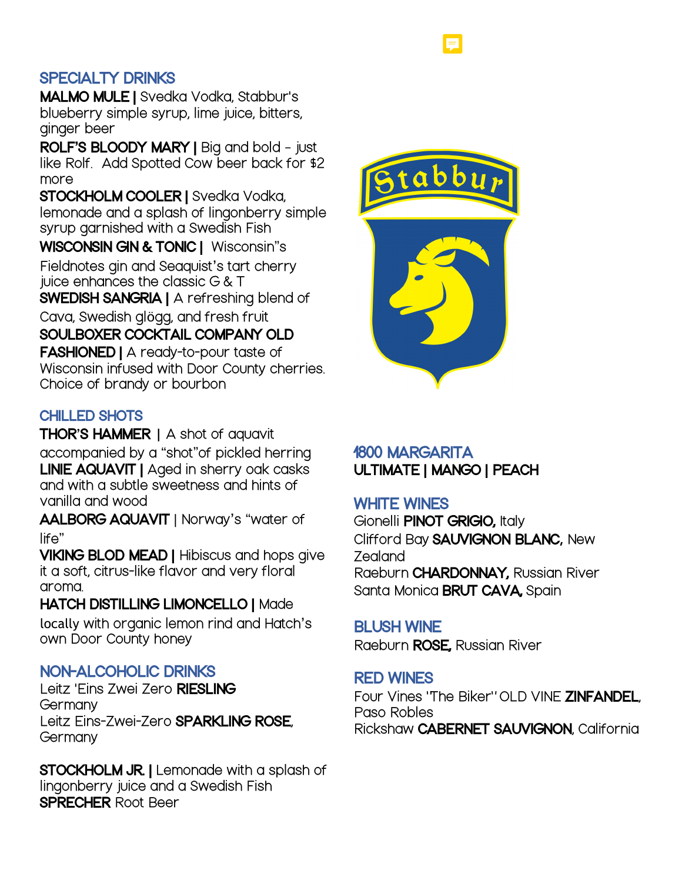## SPECIALTY DRINKS

**MALMO MULE |** Svedka Vodka, Stabbur's blueberry simple syrup, lime juice, bitters, ginger beer

**ROLF'S BLOODY MARY |** Big and bold - just like Rolf. Add Spotted Cow beer back for $2 more

**STOCKHOLM COOLER |** Svedka Vodka, lemonade and a splash of lingonberry simple syrup garnished with a Swedish Fish

**WISCONSIN GIN & TONIC |** Wisconsin"s Fieldnotes gin and Seaquist's tart cherry juice enhances the classic G & T

**SWEDISH SANGRIA |** A refreshing blend of Cava, Swedish glögg, and fresh fruit

**SOULBOXER COCKTAIL COMPANY OLD FASHIONED |** A ready-to-pour taste of Wisconsin infused with Door County cherries. Choice of brandy or bourbon

## CHILLED SHOTS

**THOR'S HAMMER** | A shot of aquavit accompanied by a "shot"of pickled herring

**LINIE AQUAVIT |** Aged in sherry oak casks and with a subtle sweetness and hints of vanilla and wood

**AALBORG AQUAVIT** | Norway's "water of life"

**VIKING BLOD MEAD |** Hibiscus and hops give it a soft, citrus-like flavor and very floral aroma.

**HATCH DISTILLING LIMONCELLO |** Made locally with organic lemon rind and Hatch's own Door County honey

## NON-ALCOHOLIC DRINKS

Leitz 'Eins Zwei Zero **RIESLING** Germany

Leitz Eins-Zwei-Zero **SPARKLING ROSE**, Germany

**STOCKHOLM JR. |** Lemonade with a splash of lingonberry juice and a Swedish Fish

**SPRECHER** Root Beer

## 1800 MARGARITA

**ULTIMATE | MANGO | PEACH**

## WHITE WINES

Gionelli **PINOT GRIGIO,** Italy

Clifford Bay **SAUVIGNON BLANC,** New Zealand

Raeburn **CHARDONNAY,** Russian River

Santa Monica **BRUT CAVA,** Spain

## BLUSH WINE

Raeburn **ROSE,** Russian River

## RED WINES

Four Vines "The Biker" OLD VINE **ZINFANDEL**, Paso Robles

Rickshaw **CABERNET SAUVIGNON**, California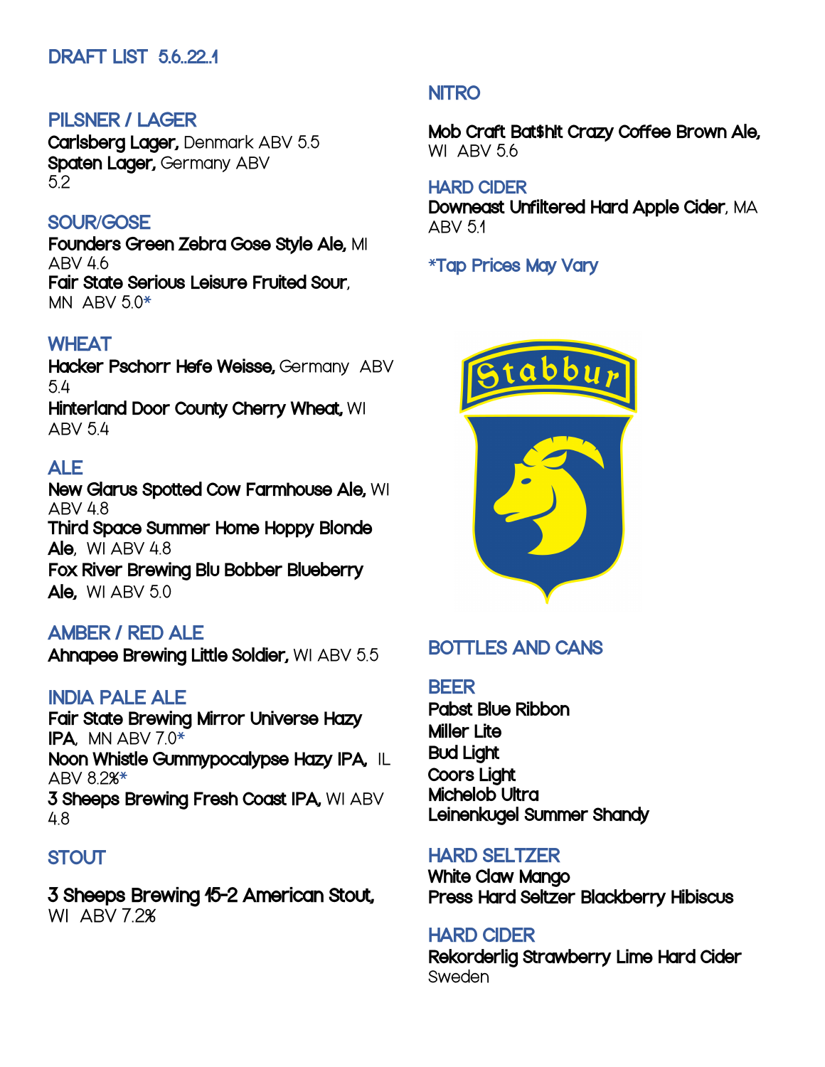# DRAFT LIST 5.6..22.1

## PILSNER / LAGER

**Carlsberg Lager,** Denmark ABV 5.5
**Spaten Lager,** Germany ABV 5.2

## SOUR/GOSE

**Founders Green Zebra Gose Style Ale,** MI ABV 4.6
**Fair State Serious Leisure Fruited Sour,** MN ABV 5.0*

## WHEAT

**Hacker Pschorr Hefe Weisse,** Germany ABV 5.4
**Hinterland Door County Cherry Wheat,** WI ABV 5.4

## ALE

**New Glarus Spotted Cow Farmhouse Ale,** WI ABV 4.8
**Third Space Summer Home Hoppy Blonde Ale,** WI ABV 4.8
**Fox River Brewing Blu Bobber Blueberry Ale,** WI ABV 5.0

## AMBER / RED ALE

**Ahnapee Brewing Little Soldier,** WI ABV 5.5

## INDIA PALE ALE

**Fair State Brewing Mirror Universe Hazy IPA,** MN ABV 7.0*
**Noon Whistle Gummypocalypse Hazy IPA,** IL ABV 8.2%*
**3 Sheeps Brewing Fresh Coast IPA,** WI ABV 4.8

## STOUT

**3 Sheeps Brewing 15-2 American Stout,** WI ABV 7.2%

## NITRO

**Mob Craft Bat$h!t Crazy Coffee Brown Ale,** WI ABV 5.6

## HARD CIDER

**Downeast Unfiltered Hard Apple Cider,** MA ABV 5.1

*Tap Prices May Vary

Stabbur

# BOTTLES AND CANS

## BEER

**Pabst Blue Ribbon**
**Miller Lite**
**Bud Light**
**Coors Light**
**Michelob Ultra**
**Leinenkugel Summer Shandy**

## HARD SELTZER

**White Claw Mango**
**Press Hard Seltzer Blackberry Hibiscus**

## HARD CIDER

**Rekorderlig Strawberry Lime Hard Cider**
Sweden